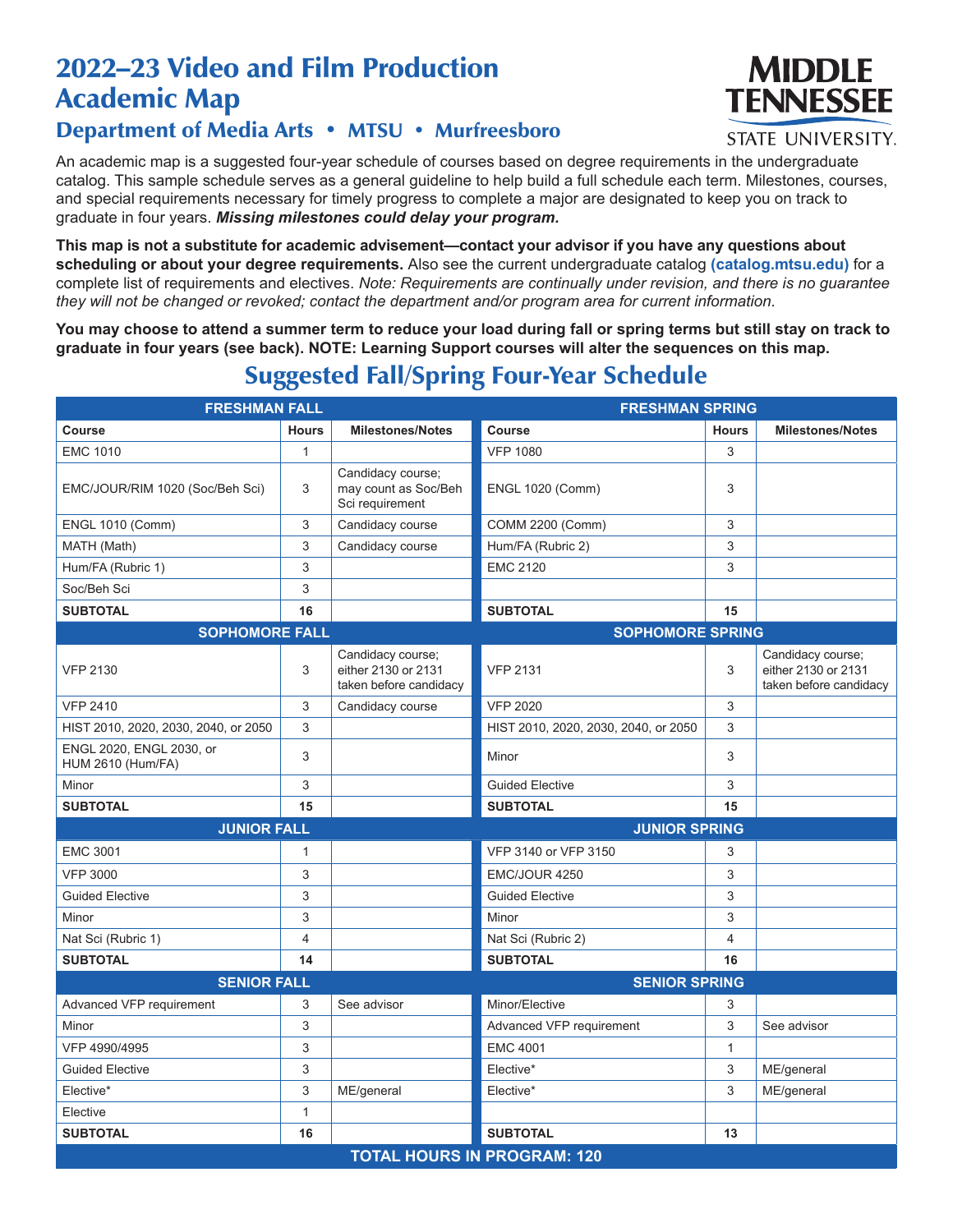# 2022–23 Video and Film Production Academic Map

## Department of Media Arts • MTSU • Murfreesboro

MIDDLE TENNESSEE STATE UNIVERSITY.

An academic map is a suggested four-year schedule of courses based on degree requirements in the undergraduate catalog. This sample schedule serves as a general guideline to help build a full schedule each term. Milestones, courses, and special requirements necessary for timely progress to complete a major are designated to keep you on track to graduate in four years. ***Missing milestones could delay your program.***

**This map is not a substitute for academic advisement—contact your advisor if you have any questions about scheduling or about your degree requirements.** Also see the current undergraduate catalog **(catalog.mtsu.edu)** for a complete list of requirements and electives. *Note: Requirements are continually under revision, and there is no guarantee they will not be changed or revoked; contact the department and/or program area for current information.*

**You may choose to attend a summer term to reduce your load during fall or spring terms but still stay on track to graduate in four years (see back). NOTE: Learning Support courses will alter the sequences on this map.**

## Suggested Fall/Spring Four-Year Schedule

| **FRESHMAN FALL** | | | **FRESHMAN SPRING** | | |
|---|---|---|---|---|---|
| **Course** | **Hours** | **Milestones/Notes** | **Course** | **Hours** | **Milestones/Notes** |
| EMC 1010 | 1 | | VFP 1080 | 3 | |
| EMC/JOUR/RIM 1020 (Soc/Beh Sci) | 3 | Candidacy course; may count as Soc/Beh Sci requirement | ENGL 1020 (Comm) | 3 | |
| ENGL 1010 (Comm) | 3 | Candidacy course | COMM 2200 (Comm) | 3 | |
| MATH (Math) | 3 | Candidacy course | Hum/FA (Rubric 2) | 3 | |
| Hum/FA (Rubric 1) | 3 | | EMC 2120 | 3 | |
| Soc/Beh Sci | 3 | | | | |
| **SUBTOTAL** | **16** | | **SUBTOTAL** | **15** | |
| **SOPHOMORE FALL** | | | **SOPHOMORE SPRING** | | |
| VFP 2130 | 3 | Candidacy course; either 2130 or 2131 taken before candidacy | VFP 2131 | 3 | Candidacy course; either 2130 or 2131 taken before candidacy |
| VFP 2410 | 3 | Candidacy course | VFP 2020 | 3 | |
| HIST 2010, 2020, 2030, 2040, or 2050 | 3 | | HIST 2010, 2020, 2030, 2040, or 2050 | 3 | |
| ENGL 2020, ENGL 2030, or HUM 2610 (Hum/FA) | 3 | | Minor | 3 | |
| Minor | 3 | | Guided Elective | 3 | |
| **SUBTOTAL** | **15** | | **SUBTOTAL** | **15** | |
| **JUNIOR FALL** | | | **JUNIOR SPRING** | | |
| EMC 3001 | 1 | | VFP 3140 or VFP 3150 | 3 | |
| VFP 3000 | 3 | | EMC/JOUR 4250 | 3 | |
| Guided Elective | 3 | | Guided Elective | 3 | |
| Minor | 3 | | Minor | 3 | |
| Nat Sci (Rubric 1) | 4 | | Nat Sci (Rubric 2) | 4 | |
| **SUBTOTAL** | **14** | | **SUBTOTAL** | **16** | |
| **SENIOR FALL** | | | **SENIOR SPRING** | | |
| Advanced VFP requirement | 3 | See advisor | Minor/Elective | 3 | |
| Minor | 3 | | Advanced VFP requirement | 3 | See advisor |
| VFP 4990/4995 | 3 | | EMC 4001 | 1 | |
| Guided Elective | 3 | | Elective* | 3 | ME/general |
| Elective* | 3 | ME/general | Elective* | 3 | ME/general |
| Elective | 1 | | | | |
| **SUBTOTAL** | **16** | | **SUBTOTAL** | **13** | |
| **TOTAL HOURS IN PROGRAM: 120** | | | | | |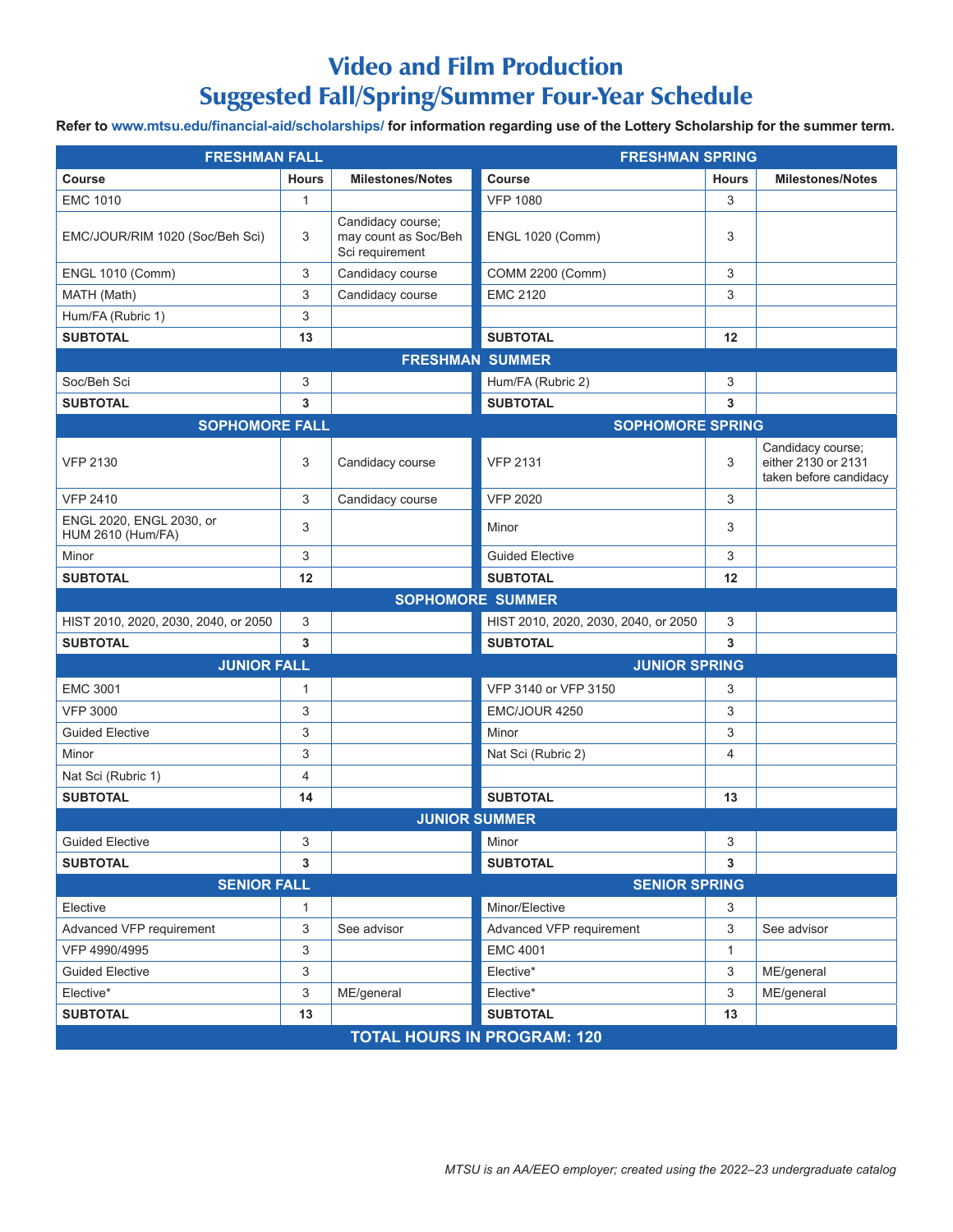# Video and Film Production
## Suggested Fall/Spring/Summer Four-Year Schedule

**Refer to www.mtsu.edu/financial-aid/scholarships/ for information regarding use of the Lottery Scholarship for the summer term.**

| FRESHMAN FALL | | | FRESHMAN SPRING | | |
|---|---|---|---|---|---|
| **Course** | **Hours** | **Milestones/Notes** | **Course** | **Hours** | **Milestones/Notes** |
| EMC 1010 | 1 | | VFP 1080 | 3 | |
| EMC/JOUR/RIM 1020 (Soc/Beh Sci) | 3 | Candidacy course; may count as Soc/Beh Sci requirement | ENGL 1020 (Comm) | 3 | |
| ENGL 1010 (Comm) | 3 | Candidacy course | COMM 2200 (Comm) | 3 | |
| MATH (Math) | 3 | Candidacy course | EMC 2120 | 3 | |
| Hum/FA (Rubric 1) | 3 | | | | |
| **SUBTOTAL** | **13** | | **SUBTOTAL** | **12** | |
| **FRESHMAN SUMMER** | | | | | |
| Soc/Beh Sci | 3 | | Hum/FA (Rubric 2) | 3 | |
| **SUBTOTAL** | **3** | | **SUBTOTAL** | **3** | |
| **SOPHOMORE FALL** | | | **SOPHOMORE SPRING** | | |
| VFP 2130 | 3 | Candidacy course | VFP 2131 | 3 | Candidacy course; either 2130 or 2131 taken before candidacy |
| VFP 2410 | 3 | Candidacy course | VFP 2020 | 3 | |
| ENGL 2020, ENGL 2030, or HUM 2610 (Hum/FA) | 3 | | Minor | 3 | |
| Minor | 3 | | Guided Elective | 3 | |
| **SUBTOTAL** | **12** | | **SUBTOTAL** | **12** | |
| **SOPHOMORE SUMMER** | | | | | |
| HIST 2010, 2020, 2030, 2040, or 2050 | 3 | | HIST 2010, 2020, 2030, 2040, or 2050 | 3 | |
| **SUBTOTAL** | **3** | | **SUBTOTAL** | **3** | |
| **JUNIOR FALL** | | | **JUNIOR SPRING** | | |
| EMC 3001 | 1 | | VFP 3140 or VFP 3150 | 3 | |
| VFP 3000 | 3 | | EMC/JOUR 4250 | 3 | |
| Guided Elective | 3 | | Minor | 3 | |
| Minor | 3 | | Nat Sci (Rubric 2) | 4 | |
| Nat Sci (Rubric 1) | 4 | | | | |
| **SUBTOTAL** | **14** | | **SUBTOTAL** | **13** | |
| **JUNIOR SUMMER** | | | | | |
| Guided Elective | 3 | | Minor | 3 | |
| **SUBTOTAL** | **3** | | **SUBTOTAL** | **3** | |
| **SENIOR FALL** | | | **SENIOR SPRING** | | |
| Elective | 1 | | Minor/Elective | 3 | |
| Advanced VFP requirement | 3 | See advisor | Advanced VFP requirement | 3 | See advisor |
| VFP 4990/4995 | 3 | | EMC 4001 | 1 | |
| Guided Elective | 3 | | Elective* | 3 | ME/general |
| Elective* | 3 | ME/general | Elective* | 3 | ME/general |
| **SUBTOTAL** | **13** | | **SUBTOTAL** | **13** | |
| **TOTAL HOURS IN PROGRAM: 120** | | | | | |

*MTSU is an AA/EEO employer; created using the 2022–23 undergraduate catalog*